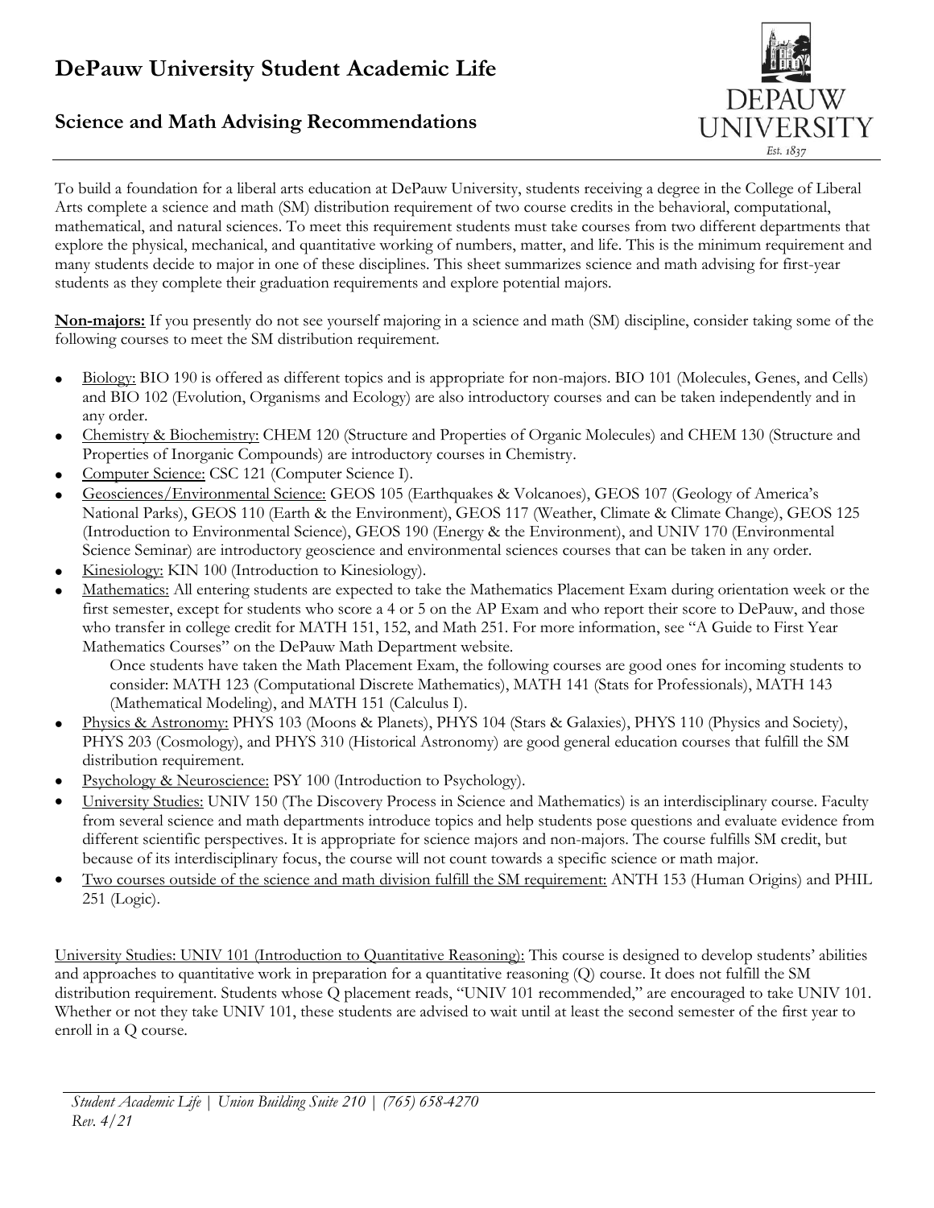# DePauw University Student Academic Life

## Science and Math Advising Recommendations

To build a foundation for a liberal arts education at DePauw University, students receiving a degree in the College of Liberal Arts complete a science and math (SM) distribution requirement of two course credits in the behavioral, computational, mathematical, and natural sciences. To meet this requirement students must take courses from two different departments that explore the physical, mechanical, and quantitative working of numbers, matter, and life. This is the minimum requirement and many students decide to major in one of these disciplines. This sheet summarizes science and math advising for first-year students as they complete their graduation requirements and explore potential majors.

**Non-majors:** If you presently do not see yourself majoring in a science and math (SM) discipline, consider taking some of the following courses to meet the SM distribution requirement.

- Biology: BIO 190 is offered as different topics and is appropriate for non-majors. BIO 101 (Molecules, Genes, and Cells) and BIO 102 (Evolution, Organisms and Ecology) are also introductory courses and can be taken independently and in any order.
- Chemistry & Biochemistry: CHEM 120 (Structure and Properties of Organic Molecules) and CHEM 130 (Structure and Properties of Inorganic Compounds) are introductory courses in Chemistry.
- Computer Science: CSC 121 (Computer Science I).
- Geosciences/Environmental Science: GEOS 105 (Earthquakes & Volcanoes), GEOS 107 (Geology of America's National Parks), GEOS 110 (Earth & the Environment), GEOS 117 (Weather, Climate & Climate Change), GEOS 125 (Introduction to Environmental Science), GEOS 190 (Energy & the Environment), and UNIV 170 (Environmental Science Seminar) are introductory geoscience and environmental sciences courses that can be taken in any order.
- Kinesiology: KIN 100 (Introduction to Kinesiology).
- Mathematics: All entering students are expected to take the Mathematics Placement Exam during orientation week or the first semester, except for students who score a 4 or 5 on the AP Exam and who report their score to DePauw, and those who transfer in college credit for MATH 151, 152, and Math 251. For more information, see "A Guide to First Year Mathematics Courses" on the DePauw Math Department website.

  Once students have taken the Math Placement Exam, the following courses are good ones for incoming students to consider: MATH 123 (Computational Discrete Mathematics), MATH 141 (Stats for Professionals), MATH 143 (Mathematical Modeling), and MATH 151 (Calculus I).
- Physics & Astronomy: PHYS 103 (Moons & Planets), PHYS 104 (Stars & Galaxies), PHYS 110 (Physics and Society), PHYS 203 (Cosmology), and PHYS 310 (Historical Astronomy) are good general education courses that fulfill the SM distribution requirement.
- Psychology & Neuroscience: PSY 100 (Introduction to Psychology).
- University Studies: UNIV 150 (The Discovery Process in Science and Mathematics) is an interdisciplinary course. Faculty from several science and math departments introduce topics and help students pose questions and evaluate evidence from different scientific perspectives. It is appropriate for science majors and non-majors. The course fulfills SM credit, but because of its interdisciplinary focus, the course will not count towards a specific science or math major.
- Two courses outside of the science and math division fulfill the SM requirement: ANTH 153 (Human Origins) and PHIL 251 (Logic).

University Studies: UNIV 101 (Introduction to Quantitative Reasoning): This course is designed to develop students' abilities and approaches to quantitative work in preparation for a quantitative reasoning (Q) course. It does not fulfill the SM distribution requirement. Students whose Q placement reads, "UNIV 101 recommended," are encouraged to take UNIV 101. Whether or not they take UNIV 101, these students are advised to wait until at least the second semester of the first year to enroll in a Q course.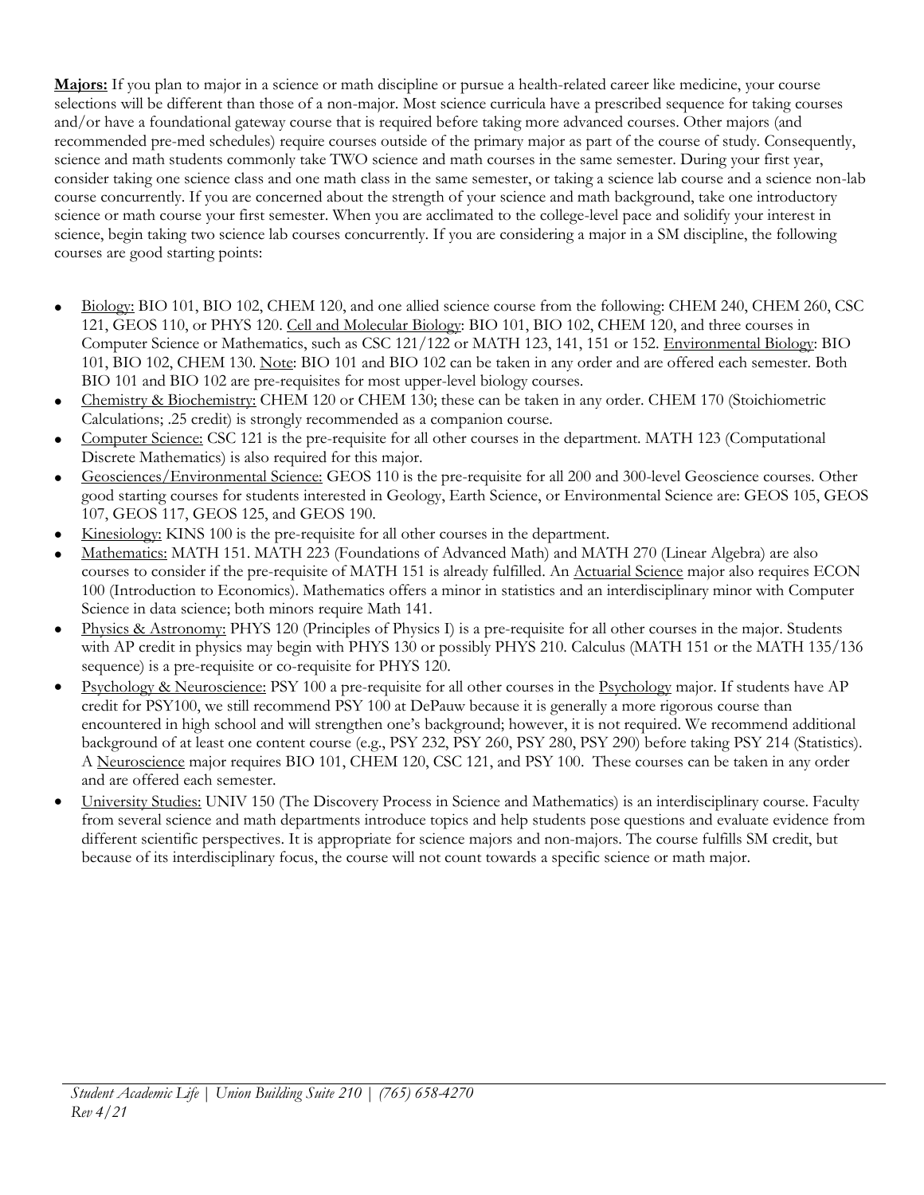**Majors:** If you plan to major in a science or math discipline or pursue a health-related career like medicine, your course selections will be different than those of a non-major. Most science curricula have a prescribed sequence for taking courses and/or have a foundational gateway course that is required before taking more advanced courses. Other majors (and recommended pre-med schedules) require courses outside of the primary major as part of the course of study. Consequently, science and math students commonly take TWO science and math courses in the same semester. During your first year, consider taking one science class and one math class in the same semester, or taking a science lab course and a science non-lab course concurrently. If you are concerned about the strength of your science and math background, take one introductory science or math course your first semester. When you are acclimated to the college-level pace and solidify your interest in science, begin taking two science lab courses concurrently. If you are considering a major in a SM discipline, the following courses are good starting points:

- Biology: BIO 101, BIO 102, CHEM 120, and one allied science course from the following: CHEM 240, CHEM 260, CSC 121, GEOS 110, or PHYS 120. Cell and Molecular Biology: BIO 101, BIO 102, CHEM 120, and three courses in Computer Science or Mathematics, such as CSC 121/122 or MATH 123, 141, 151 or 152. Environmental Biology: BIO 101, BIO 102, CHEM 130. Note: BIO 101 and BIO 102 can be taken in any order and are offered each semester. Both BIO 101 and BIO 102 are pre-requisites for most upper-level biology courses.
- Chemistry & Biochemistry: CHEM 120 or CHEM 130; these can be taken in any order. CHEM 170 (Stoichiometric Calculations; .25 credit) is strongly recommended as a companion course.
- Computer Science: CSC 121 is the pre-requisite for all other courses in the department. MATH 123 (Computational Discrete Mathematics) is also required for this major.
- Geosciences/Environmental Science: GEOS 110 is the pre-requisite for all 200 and 300-level Geoscience courses. Other good starting courses for students interested in Geology, Earth Science, or Environmental Science are: GEOS 105, GEOS 107, GEOS 117, GEOS 125, and GEOS 190.
- Kinesiology: KINS 100 is the pre-requisite for all other courses in the department.
- Mathematics: MATH 151. MATH 223 (Foundations of Advanced Math) and MATH 270 (Linear Algebra) are also courses to consider if the pre-requisite of MATH 151 is already fulfilled. An Actuarial Science major also requires ECON 100 (Introduction to Economics). Mathematics offers a minor in statistics and an interdisciplinary minor with Computer Science in data science; both minors require Math 141.
- Physics & Astronomy: PHYS 120 (Principles of Physics I) is a pre-requisite for all other courses in the major. Students with AP credit in physics may begin with PHYS 130 or possibly PHYS 210. Calculus (MATH 151 or the MATH 135/136 sequence) is a pre-requisite or co-requisite for PHYS 120.
- Psychology & Neuroscience: PSY 100 a pre-requisite for all other courses in the Psychology major. If students have AP credit for PSY100, we still recommend PSY 100 at DePauw because it is generally a more rigorous course than encountered in high school and will strengthen one's background; however, it is not required. We recommend additional background of at least one content course (e.g., PSY 232, PSY 260, PSY 280, PSY 290) before taking PSY 214 (Statistics). A Neuroscience major requires BIO 101, CHEM 120, CSC 121, and PSY 100. These courses can be taken in any order and are offered each semester.
- University Studies: UNIV 150 (The Discovery Process in Science and Mathematics) is an interdisciplinary course. Faculty from several science and math departments introduce topics and help students pose questions and evaluate evidence from different scientific perspectives. It is appropriate for science majors and non-majors. The course fulfills SM credit, but because of its interdisciplinary focus, the course will not count towards a specific science or math major.

*Student Academic Life | Union Building Suite 210 | (765) 658-4270*
*Rev 4/21*